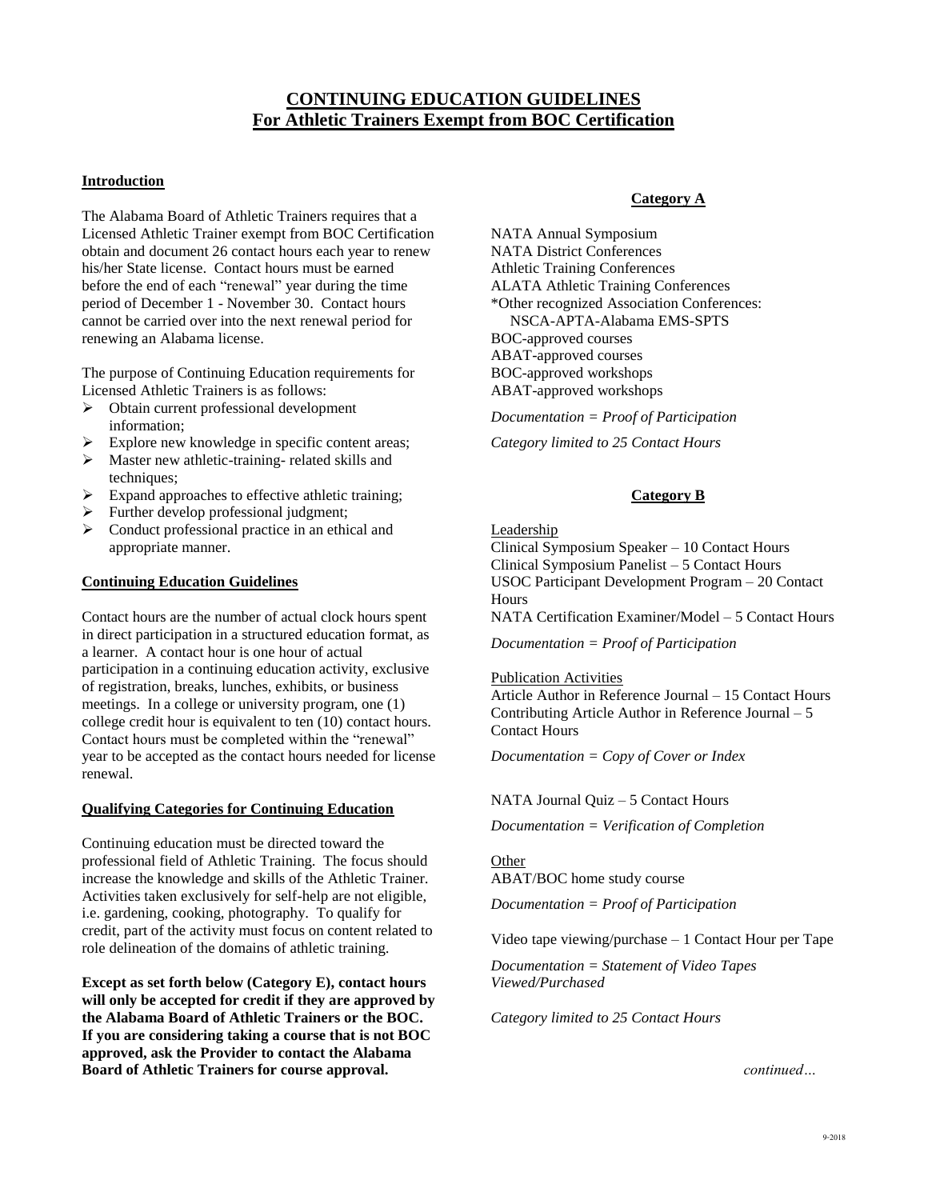# CONTINUING EDUCATION GUIDELINES
## For Athletic Trainers Exempt from BOC Certification

### Introduction

The Alabama Board of Athletic Trainers requires that a Licensed Athletic Trainer exempt from BOC Certification obtain and document 26 contact hours each year to renew his/her State license. Contact hours must be earned before the end of each "renewal" year during the time period of December 1 - November 30. Contact hours cannot be carried over into the next renewal period for renewing an Alabama license.

The purpose of Continuing Education requirements for Licensed Athletic Trainers is as follows:

- Obtain current professional development information;
- Explore new knowledge in specific content areas;
- Master new athletic-training- related skills and techniques;
- Expand approaches to effective athletic training;
- Further develop professional judgment;
- Conduct professional practice in an ethical and appropriate manner.

### Continuing Education Guidelines

Contact hours are the number of actual clock hours spent in direct participation in a structured education format, as a learner. A contact hour is one hour of actual participation in a continuing education activity, exclusive of registration, breaks, lunches, exhibits, or business meetings. In a college or university program, one (1) college credit hour is equivalent to ten (10) contact hours. Contact hours must be completed within the "renewal" year to be accepted as the contact hours needed for license renewal.

### Qualifying Categories for Continuing Education

Continuing education must be directed toward the professional field of Athletic Training. The focus should increase the knowledge and skills of the Athletic Trainer. Activities taken exclusively for self-help are not eligible, i.e. gardening, cooking, photography. To qualify for credit, part of the activity must focus on content related to role delineation of the domains of athletic training.

**Except as set forth below (Category E), contact hours will only be accepted for credit if they are approved by the Alabama Board of Athletic Trainers or the BOC. If you are considering taking a course that is not BOC approved, ask the Provider to contact the Alabama Board of Athletic Trainers for course approval.**

### Category A

NATA Annual Symposium
NATA District Conferences
Athletic Training Conferences
ALATA Athletic Training Conferences
*Other recognized Association Conferences:
NSCA-APTA-Alabama EMS-SPTS
BOC-approved courses
ABAT-approved courses
BOC-approved workshops
ABAT-approved workshops

*Documentation = Proof of Participation*

*Category limited to 25 Contact Hours*

### Category B

Leadership
Clinical Symposium Speaker – 10 Contact Hours
Clinical Symposium Panelist – 5 Contact Hours
USOC Participant Development Program – 20 Contact Hours
NATA Certification Examiner/Model – 5 Contact Hours

*Documentation = Proof of Participation*

Publication Activities
Article Author in Reference Journal – 15 Contact Hours
Contributing Article Author in Reference Journal – 5 Contact Hours

*Documentation = Copy of Cover or Index*

NATA Journal Quiz – 5 Contact Hours

*Documentation = Verification of Completion*

Other
ABAT/BOC home study course

*Documentation = Proof of Participation*

Video tape viewing/purchase – 1 Contact Hour per Tape

*Documentation = Statement of Video Tapes Viewed/Purchased*

*Category limited to 25 Contact Hours*

*continued…*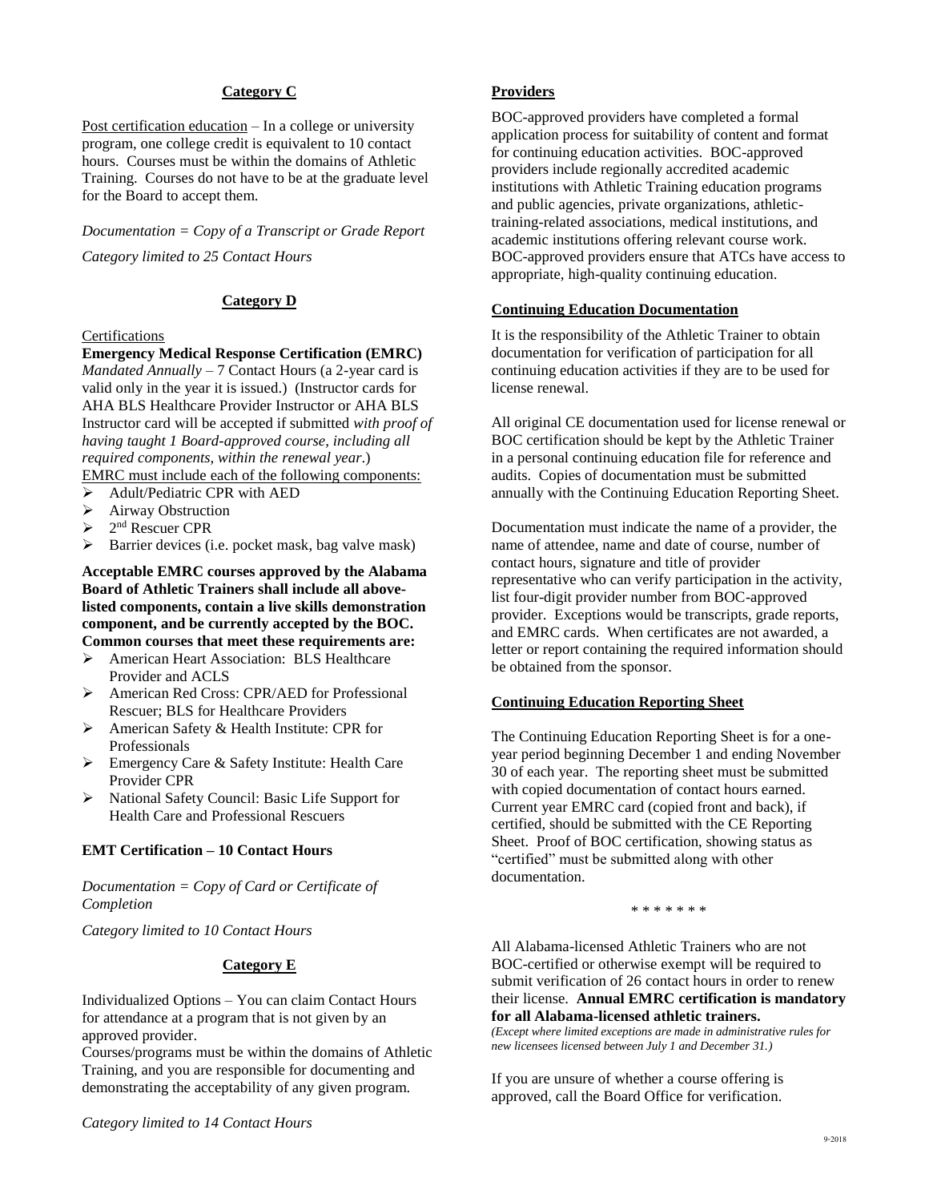### Category C

Post certification education – In a college or university program, one college credit is equivalent to 10 contact hours. Courses must be within the domains of Athletic Training. Courses do not have to be at the graduate level for the Board to accept them.

*Documentation = Copy of a Transcript or Grade Report*

*Category limited to 25 Contact Hours*

### Category D

Certifications

**Emergency Medical Response Certification (EMRC)**
*Mandated Annually* – 7 Contact Hours (a 2-year card is valid only in the year it is issued.) (Instructor cards for AHA BLS Healthcare Provider Instructor or AHA BLS Instructor card will be accepted if submitted *with proof of having taught 1 Board-approved course, including all required components, within the renewal year*.)
EMRC must include each of the following components:

- Adult/Pediatric CPR with AED
- Airway Obstruction
- 2nd Rescuer CPR
- Barrier devices (i.e. pocket mask, bag valve mask)

**Acceptable EMRC courses approved by the Alabama Board of Athletic Trainers shall include all above-listed components, contain a live skills demonstration component, and be currently accepted by the BOC. Common courses that meet these requirements are:**

- American Heart Association: BLS Healthcare Provider and ACLS
- American Red Cross: CPR/AED for Professional Rescuer; BLS for Healthcare Providers
- American Safety & Health Institute: CPR for Professionals
- Emergency Care & Safety Institute: Health Care Provider CPR
- National Safety Council: Basic Life Support for Health Care and Professional Rescuers

**EMT Certification – 10 Contact Hours**

*Documentation = Copy of Card or Certificate of Completion*

*Category limited to 10 Contact Hours*

### Category E

Individualized Options – You can claim Contact Hours for attendance at a program that is not given by an approved provider.
Courses/programs must be within the domains of Athletic Training, and you are responsible for documenting and demonstrating the acceptability of any given program.

*Category limited to 14 Contact Hours*

### Providers

BOC-approved providers have completed a formal application process for suitability of content and format for continuing education activities. BOC-approved providers include regionally accredited academic institutions with Athletic Training education programs and public agencies, private organizations, athletic-training-related associations, medical institutions, and academic institutions offering relevant course work. BOC-approved providers ensure that ATCs have access to appropriate, high-quality continuing education.

### Continuing Education Documentation

It is the responsibility of the Athletic Trainer to obtain documentation for verification of participation for all continuing education activities if they are to be used for license renewal.

All original CE documentation used for license renewal or BOC certification should be kept by the Athletic Trainer in a personal continuing education file for reference and audits. Copies of documentation must be submitted annually with the Continuing Education Reporting Sheet.

Documentation must indicate the name of a provider, the name of attendee, name and date of course, number of contact hours, signature and title of provider representative who can verify participation in the activity, list four-digit provider number from BOC-approved provider. Exceptions would be transcripts, grade reports, and EMRC cards. When certificates are not awarded, a letter or report containing the required information should be obtained from the sponsor.

### Continuing Education Reporting Sheet

The Continuing Education Reporting Sheet is for a one-year period beginning December 1 and ending November 30 of each year. The reporting sheet must be submitted with copied documentation of contact hours earned. Current year EMRC card (copied front and back), if certified, should be submitted with the CE Reporting Sheet. Proof of BOC certification, showing status as "certified" must be submitted along with other documentation.

\* \* \* \* \* \* \*

All Alabama-licensed Athletic Trainers who are not BOC-certified or otherwise exempt will be required to submit verification of 26 contact hours in order to renew their license. **Annual EMRC certification is mandatory for all Alabama-licensed athletic trainers.**
*(Except where limited exceptions are made in administrative rules for new licensees licensed between July 1 and December 31.)*

If you are unsure of whether a course offering is approved, call the Board Office for verification.